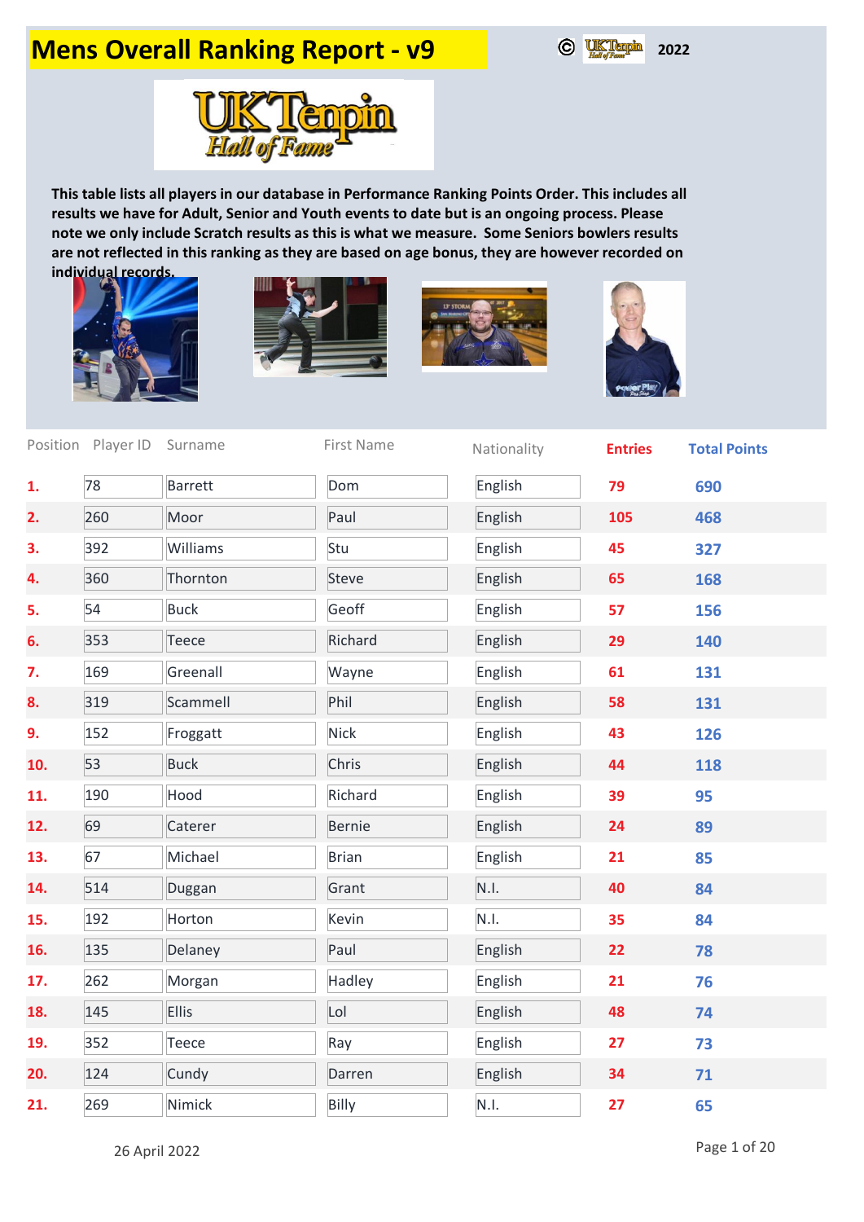# Mens Overall Ranking Report - v9

© UKTenpin 2022

UKTenpin Hall of Fame

**This table lists all players in our database in Performance Ranking Points Order. This includes all results we have for Adult, Senior and Youth events to date but is an ongoing process. Please note we only include Scratch results as this is what we measure. Some Seniors bowlers results are not reflected in this ranking as they are based on age bonus, they are however recorded on individual records.**

| Position | Player ID | Surname | First Name | Nationality | Entries | Total Points |
|---|---|---|---|---|---|---|
| 1. | 78 | Barrett | Dom | English | 79 | 690 |
| 2. | 260 | Moor | Paul | English | 105 | 468 |
| 3. | 392 | Williams | Stu | English | 45 | 327 |
| 4. | 360 | Thornton | Steve | English | 65 | 168 |
| 5. | 54 | Buck | Geoff | English | 57 | 156 |
| 6. | 353 | Teece | Richard | English | 29 | 140 |
| 7. | 169 | Greenall | Wayne | English | 61 | 131 |
| 8. | 319 | Scammell | Phil | English | 58 | 131 |
| 9. | 152 | Froggatt | Nick | English | 43 | 126 |
| 10. | 53 | Buck | Chris | English | 44 | 118 |
| 11. | 190 | Hood | Richard | English | 39 | 95 |
| 12. | 69 | Caterer | Bernie | English | 24 | 89 |
| 13. | 67 | Michael | Brian | English | 21 | 85 |
| 14. | 514 | Duggan | Grant | N.I. | 40 | 84 |
| 15. | 192 | Horton | Kevin | N.I. | 35 | 84 |
| 16. | 135 | Delaney | Paul | English | 22 | 78 |
| 17. | 262 | Morgan | Hadley | English | 21 | 76 |
| 18. | 145 | Ellis | Lol | English | 48 | 74 |
| 19. | 352 | Teece | Ray | English | 27 | 73 |
| 20. | 124 | Cundy | Darren | English | 34 | 71 |
| 21. | 269 | Nimick | Billy | N.I. | 27 | 65 |

26 April 2022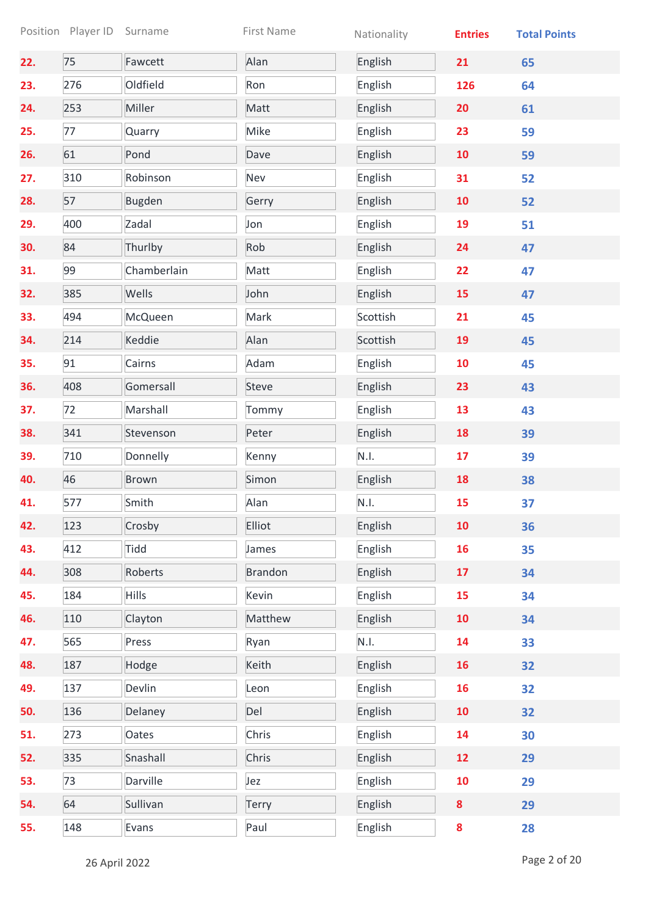| Position | Player ID | Surname | First Name | Nationality | Entries | Total Points |
|---|---|---|---|---|---|---|
| 22. | 75 | Fawcett | Alan | English | 21 | 65 |
| 23. | 276 | Oldfield | Ron | English | 126 | 64 |
| 24. | 253 | Miller | Matt | English | 20 | 61 |
| 25. | 77 | Quarry | Mike | English | 23 | 59 |
| 26. | 61 | Pond | Dave | English | 10 | 59 |
| 27. | 310 | Robinson | Nev | English | 31 | 52 |
| 28. | 57 | Bugden | Gerry | English | 10 | 52 |
| 29. | 400 | Zadal | Jon | English | 19 | 51 |
| 30. | 84 | Thurlby | Rob | English | 24 | 47 |
| 31. | 99 | Chamberlain | Matt | English | 22 | 47 |
| 32. | 385 | Wells | John | English | 15 | 47 |
| 33. | 494 | McQueen | Mark | Scottish | 21 | 45 |
| 34. | 214 | Keddie | Alan | Scottish | 19 | 45 |
| 35. | 91 | Cairns | Adam | English | 10 | 45 |
| 36. | 408 | Gomersall | Steve | English | 23 | 43 |
| 37. | 72 | Marshall | Tommy | English | 13 | 43 |
| 38. | 341 | Stevenson | Peter | English | 18 | 39 |
| 39. | 710 | Donnelly | Kenny | N.I. | 17 | 39 |
| 40. | 46 | Brown | Simon | English | 18 | 38 |
| 41. | 577 | Smith | Alan | N.I. | 15 | 37 |
| 42. | 123 | Crosby | Elliot | English | 10 | 36 |
| 43. | 412 | Tidd | James | English | 16 | 35 |
| 44. | 308 | Roberts | Brandon | English | 17 | 34 |
| 45. | 184 | Hills | Kevin | English | 15 | 34 |
| 46. | 110 | Clayton | Matthew | English | 10 | 34 |
| 47. | 565 | Press | Ryan | N.I. | 14 | 33 |
| 48. | 187 | Hodge | Keith | English | 16 | 32 |
| 49. | 137 | Devlin | Leon | English | 16 | 32 |
| 50. | 136 | Delaney | Del | English | 10 | 32 |
| 51. | 273 | Oates | Chris | English | 14 | 30 |
| 52. | 335 | Snashall | Chris | English | 12 | 29 |
| 53. | 73 | Darville | Jez | English | 10 | 29 |
| 54. | 64 | Sullivan | Terry | English | 8 | 29 |
| 55. | 148 | Evans | Paul | English | 8 | 28 |

26 April 2022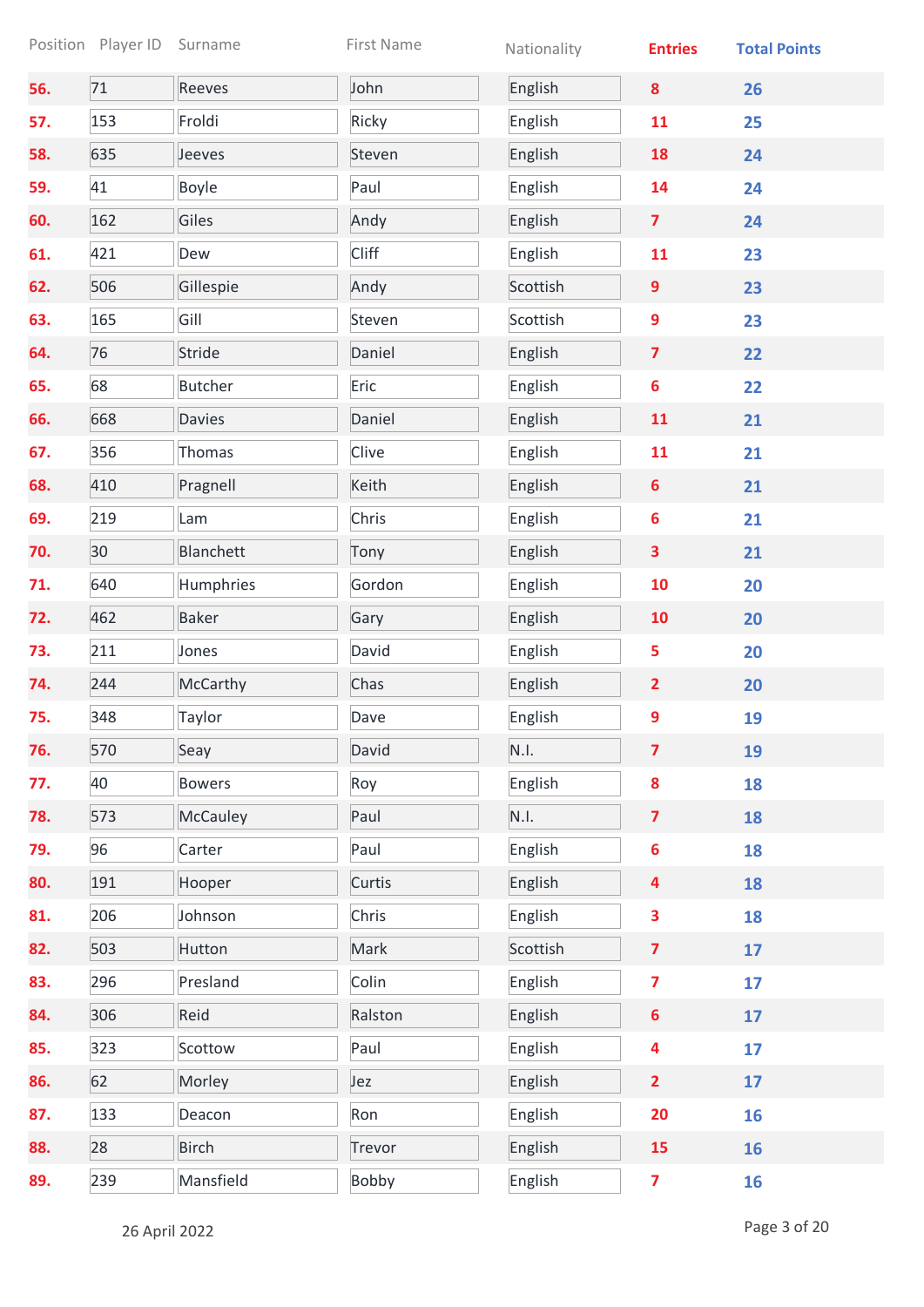| Position | Player ID | Surname | First Name | Nationality | Entries | Total Points |
|---|---|---|---|---|---|---|
| 56. | 71 | Reeves | John | English | 8 | 26 |
| 57. | 153 | Froldi | Ricky | English | 11 | 25 |
| 58. | 635 | Jeeves | Steven | English | 18 | 24 |
| 59. | 41 | Boyle | Paul | English | 14 | 24 |
| 60. | 162 | Giles | Andy | English | 7 | 24 |
| 61. | 421 | Dew | Cliff | English | 11 | 23 |
| 62. | 506 | Gillespie | Andy | Scottish | 9 | 23 |
| 63. | 165 | Gill | Steven | Scottish | 9 | 23 |
| 64. | 76 | Stride | Daniel | English | 7 | 22 |
| 65. | 68 | Butcher | Eric | English | 6 | 22 |
| 66. | 668 | Davies | Daniel | English | 11 | 21 |
| 67. | 356 | Thomas | Clive | English | 11 | 21 |
| 68. | 410 | Pragnell | Keith | English | 6 | 21 |
| 69. | 219 | Lam | Chris | English | 6 | 21 |
| 70. | 30 | Blanchett | Tony | English | 3 | 21 |
| 71. | 640 | Humphries | Gordon | English | 10 | 20 |
| 72. | 462 | Baker | Gary | English | 10 | 20 |
| 73. | 211 | Jones | David | English | 5 | 20 |
| 74. | 244 | McCarthy | Chas | English | 2 | 20 |
| 75. | 348 | Taylor | Dave | English | 9 | 19 |
| 76. | 570 | Seay | David | N.I. | 7 | 19 |
| 77. | 40 | Bowers | Roy | English | 8 | 18 |
| 78. | 573 | McCauley | Paul | N.I. | 7 | 18 |
| 79. | 96 | Carter | Paul | English | 6 | 18 |
| 80. | 191 | Hooper | Curtis | English | 4 | 18 |
| 81. | 206 | Johnson | Chris | English | 3 | 18 |
| 82. | 503 | Hutton | Mark | Scottish | 7 | 17 |
| 83. | 296 | Presland | Colin | English | 7 | 17 |
| 84. | 306 | Reid | Ralston | English | 6 | 17 |
| 85. | 323 | Scottow | Paul | English | 4 | 17 |
| 86. | 62 | Morley | Jez | English | 2 | 17 |
| 87. | 133 | Deacon | Ron | English | 20 | 16 |
| 88. | 28 | Birch | Trevor | English | 15 | 16 |
| 89. | 239 | Mansfield | Bobby | English | 7 | 16 |

26 April 2022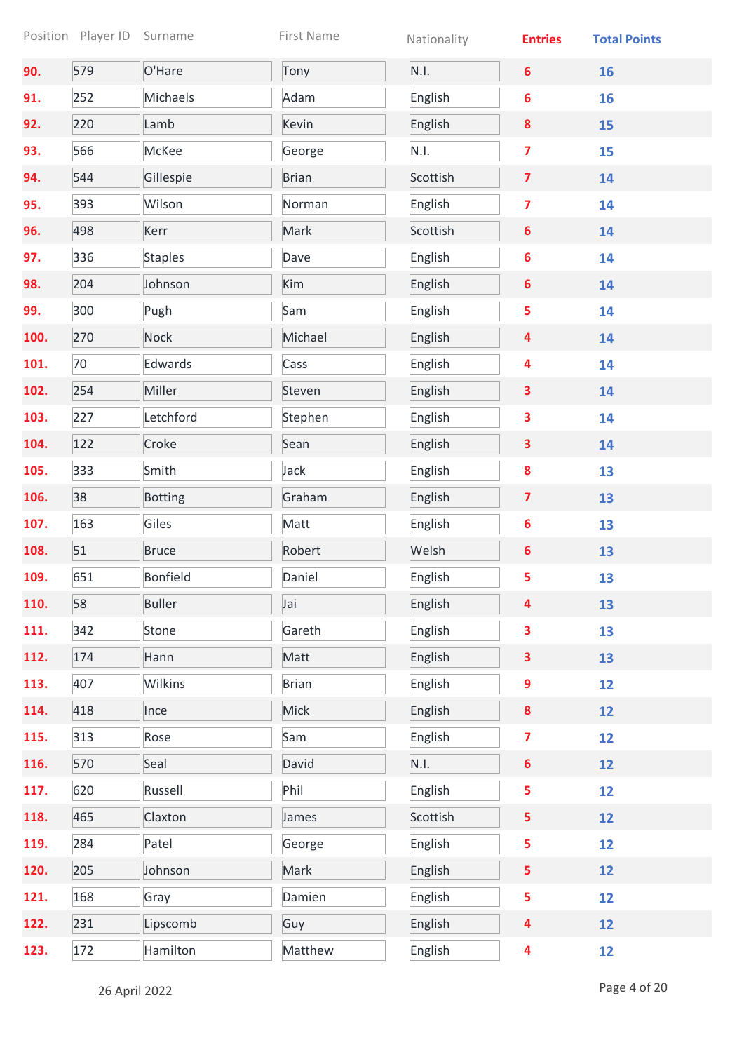| Position | Player ID | Surname | First Name | Nationality | Entries | Total Points |
|---|---|---|---|---|---|---|
| 90. | 579 | O'Hare | Tony | N.I. | 6 | 16 |
| 91. | 252 | Michaels | Adam | English | 6 | 16 |
| 92. | 220 | Lamb | Kevin | English | 8 | 15 |
| 93. | 566 | McKee | George | N.I. | 7 | 15 |
| 94. | 544 | Gillespie | Brian | Scottish | 7 | 14 |
| 95. | 393 | Wilson | Norman | English | 7 | 14 |
| 96. | 498 | Kerr | Mark | Scottish | 6 | 14 |
| 97. | 336 | Staples | Dave | English | 6 | 14 |
| 98. | 204 | Johnson | Kim | English | 6 | 14 |
| 99. | 300 | Pugh | Sam | English | 5 | 14 |
| 100. | 270 | Nock | Michael | English | 4 | 14 |
| 101. | 70 | Edwards | Cass | English | 4 | 14 |
| 102. | 254 | Miller | Steven | English | 3 | 14 |
| 103. | 227 | Letchford | Stephen | English | 3 | 14 |
| 104. | 122 | Croke | Sean | English | 3 | 14 |
| 105. | 333 | Smith | Jack | English | 8 | 13 |
| 106. | 38 | Botting | Graham | English | 7 | 13 |
| 107. | 163 | Giles | Matt | English | 6 | 13 |
| 108. | 51 | Bruce | Robert | Welsh | 6 | 13 |
| 109. | 651 | Bonfield | Daniel | English | 5 | 13 |
| 110. | 58 | Buller | Jai | English | 4 | 13 |
| 111. | 342 | Stone | Gareth | English | 3 | 13 |
| 112. | 174 | Hann | Matt | English | 3 | 13 |
| 113. | 407 | Wilkins | Brian | English | 9 | 12 |
| 114. | 418 | Ince | Mick | English | 8 | 12 |
| 115. | 313 | Rose | Sam | English | 7 | 12 |
| 116. | 570 | Seal | David | N.I. | 6 | 12 |
| 117. | 620 | Russell | Phil | English | 5 | 12 |
| 118. | 465 | Claxton | James | Scottish | 5 | 12 |
| 119. | 284 | Patel | George | English | 5 | 12 |
| 120. | 205 | Johnson | Mark | English | 5 | 12 |
| 121. | 168 | Gray | Damien | English | 5 | 12 |
| 122. | 231 | Lipscomb | Guy | English | 4 | 12 |
| 123. | 172 | Hamilton | Matthew | English | 4 | 12 |

26 April 2022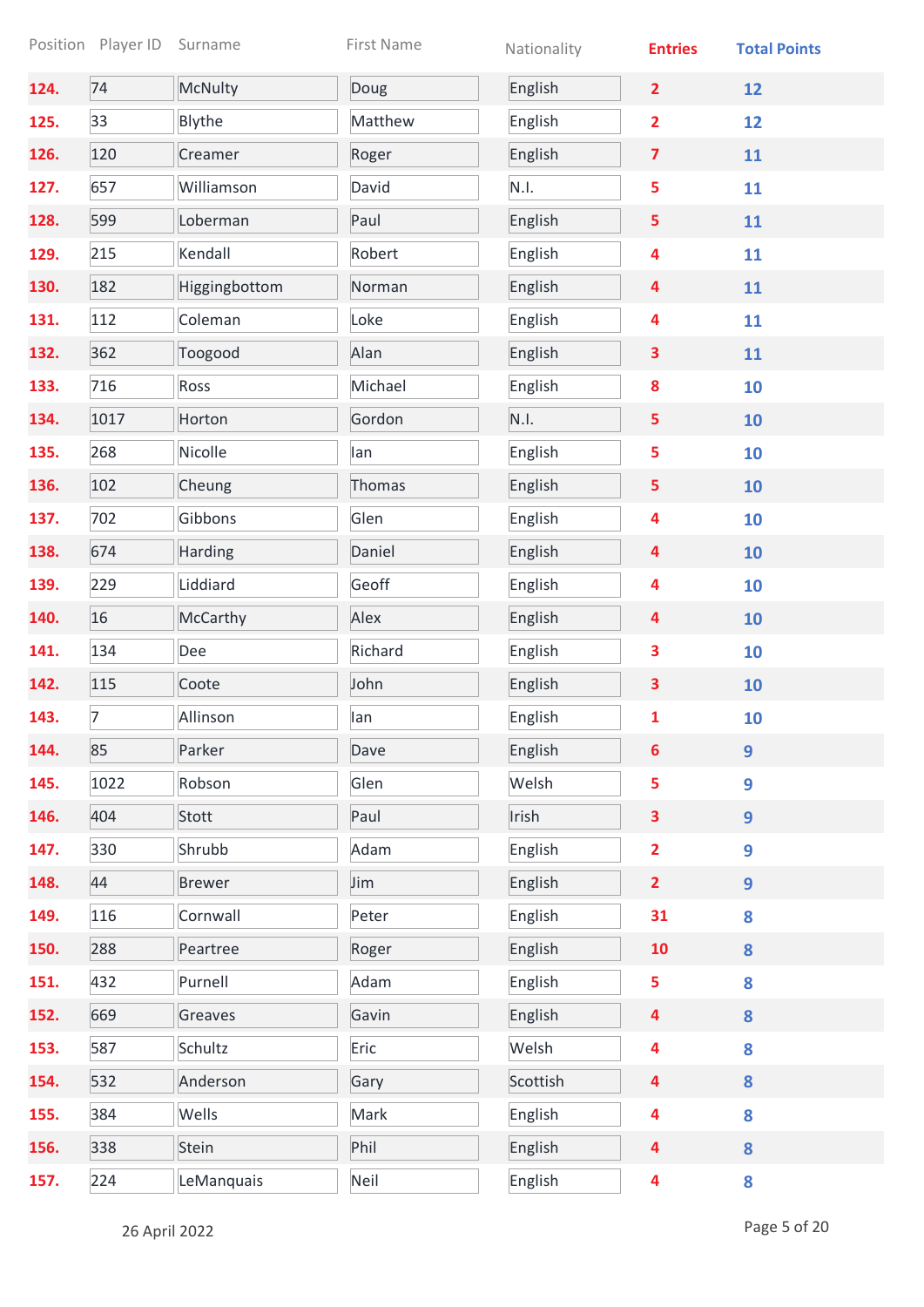| Position | Player ID | Surname | First Name | Nationality | Entries | Total Points |
|---|---|---|---|---|---|---|
| 124. | 74 | McNulty | Doug | English | 2 | 12 |
| 125. | 33 | Blythe | Matthew | English | 2 | 12 |
| 126. | 120 | Creamer | Roger | English | 7 | 11 |
| 127. | 657 | Williamson | David | N.I. | 5 | 11 |
| 128. | 599 | Loberman | Paul | English | 5 | 11 |
| 129. | 215 | Kendall | Robert | English | 4 | 11 |
| 130. | 182 | Higgingbottom | Norman | English | 4 | 11 |
| 131. | 112 | Coleman | Loke | English | 4 | 11 |
| 132. | 362 | Toogood | Alan | English | 3 | 11 |
| 133. | 716 | Ross | Michael | English | 8 | 10 |
| 134. | 1017 | Horton | Gordon | N.I. | 5 | 10 |
| 135. | 268 | Nicolle | Ian | English | 5 | 10 |
| 136. | 102 | Cheung | Thomas | English | 5 | 10 |
| 137. | 702 | Gibbons | Glen | English | 4 | 10 |
| 138. | 674 | Harding | Daniel | English | 4 | 10 |
| 139. | 229 | Liddiard | Geoff | English | 4 | 10 |
| 140. | 16 | McCarthy | Alex | English | 4 | 10 |
| 141. | 134 | Dee | Richard | English | 3 | 10 |
| 142. | 115 | Coote | John | English | 3 | 10 |
| 143. | 7 | Allinson | Ian | English | 1 | 10 |
| 144. | 85 | Parker | Dave | English | 6 | 9 |
| 145. | 1022 | Robson | Glen | Welsh | 5 | 9 |
| 146. | 404 | Stott | Paul | Irish | 3 | 9 |
| 147. | 330 | Shrubb | Adam | English | 2 | 9 |
| 148. | 44 | Brewer | Jim | English | 2 | 9 |
| 149. | 116 | Cornwall | Peter | English | 31 | 8 |
| 150. | 288 | Peartree | Roger | English | 10 | 8 |
| 151. | 432 | Purnell | Adam | English | 5 | 8 |
| 152. | 669 | Greaves | Gavin | English | 4 | 8 |
| 153. | 587 | Schultz | Eric | Welsh | 4 | 8 |
| 154. | 532 | Anderson | Gary | Scottish | 4 | 8 |
| 155. | 384 | Wells | Mark | English | 4 | 8 |
| 156. | 338 | Stein | Phil | English | 4 | 8 |
| 157. | 224 | LeManquais | Neil | English | 4 | 8 |

26 April 2022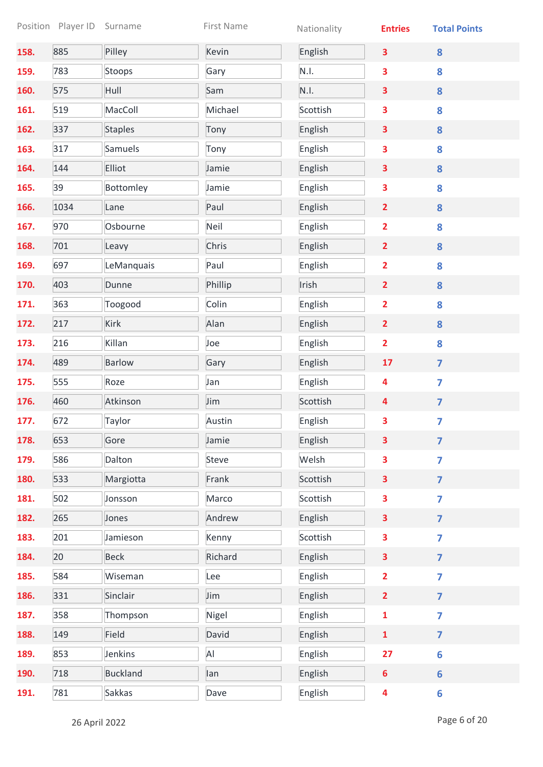| Position | Player ID | Surname | First Name | Nationality | Entries | Total Points |
|---|---|---|---|---|---|---|
| 158. | 885 | Pilley | Kevin | English | 3 | 8 |
| 159. | 783 | Stoops | Gary | N.I. | 3 | 8 |
| 160. | 575 | Hull | Sam | N.I. | 3 | 8 |
| 161. | 519 | MacColl | Michael | Scottish | 3 | 8 |
| 162. | 337 | Staples | Tony | English | 3 | 8 |
| 163. | 317 | Samuels | Tony | English | 3 | 8 |
| 164. | 144 | Elliot | Jamie | English | 3 | 8 |
| 165. | 39 | Bottomley | Jamie | English | 3 | 8 |
| 166. | 1034 | Lane | Paul | English | 2 | 8 |
| 167. | 970 | Osbourne | Neil | English | 2 | 8 |
| 168. | 701 | Leavy | Chris | English | 2 | 8 |
| 169. | 697 | LeManquais | Paul | English | 2 | 8 |
| 170. | 403 | Dunne | Phillip | Irish | 2 | 8 |
| 171. | 363 | Toogood | Colin | English | 2 | 8 |
| 172. | 217 | Kirk | Alan | English | 2 | 8 |
| 173. | 216 | Killan | Joe | English | 2 | 8 |
| 174. | 489 | Barlow | Gary | English | 17 | 7 |
| 175. | 555 | Roze | Jan | English | 4 | 7 |
| 176. | 460 | Atkinson | Jim | Scottish | 4 | 7 |
| 177. | 672 | Taylor | Austin | English | 3 | 7 |
| 178. | 653 | Gore | Jamie | English | 3 | 7 |
| 179. | 586 | Dalton | Steve | Welsh | 3 | 7 |
| 180. | 533 | Margiotta | Frank | Scottish | 3 | 7 |
| 181. | 502 | Jonsson | Marco | Scottish | 3 | 7 |
| 182. | 265 | Jones | Andrew | English | 3 | 7 |
| 183. | 201 | Jamieson | Kenny | Scottish | 3 | 7 |
| 184. | 20 | Beck | Richard | English | 3 | 7 |
| 185. | 584 | Wiseman | Lee | English | 2 | 7 |
| 186. | 331 | Sinclair | Jim | English | 2 | 7 |
| 187. | 358 | Thompson | Nigel | English | 1 | 7 |
| 188. | 149 | Field | David | English | 1 | 7 |
| 189. | 853 | Jenkins | Al | English | 27 | 6 |
| 190. | 718 | Buckland | Ian | English | 6 | 6 |
| 191. | 781 | Sakkas | Dave | English | 4 | 6 |

26 April 2022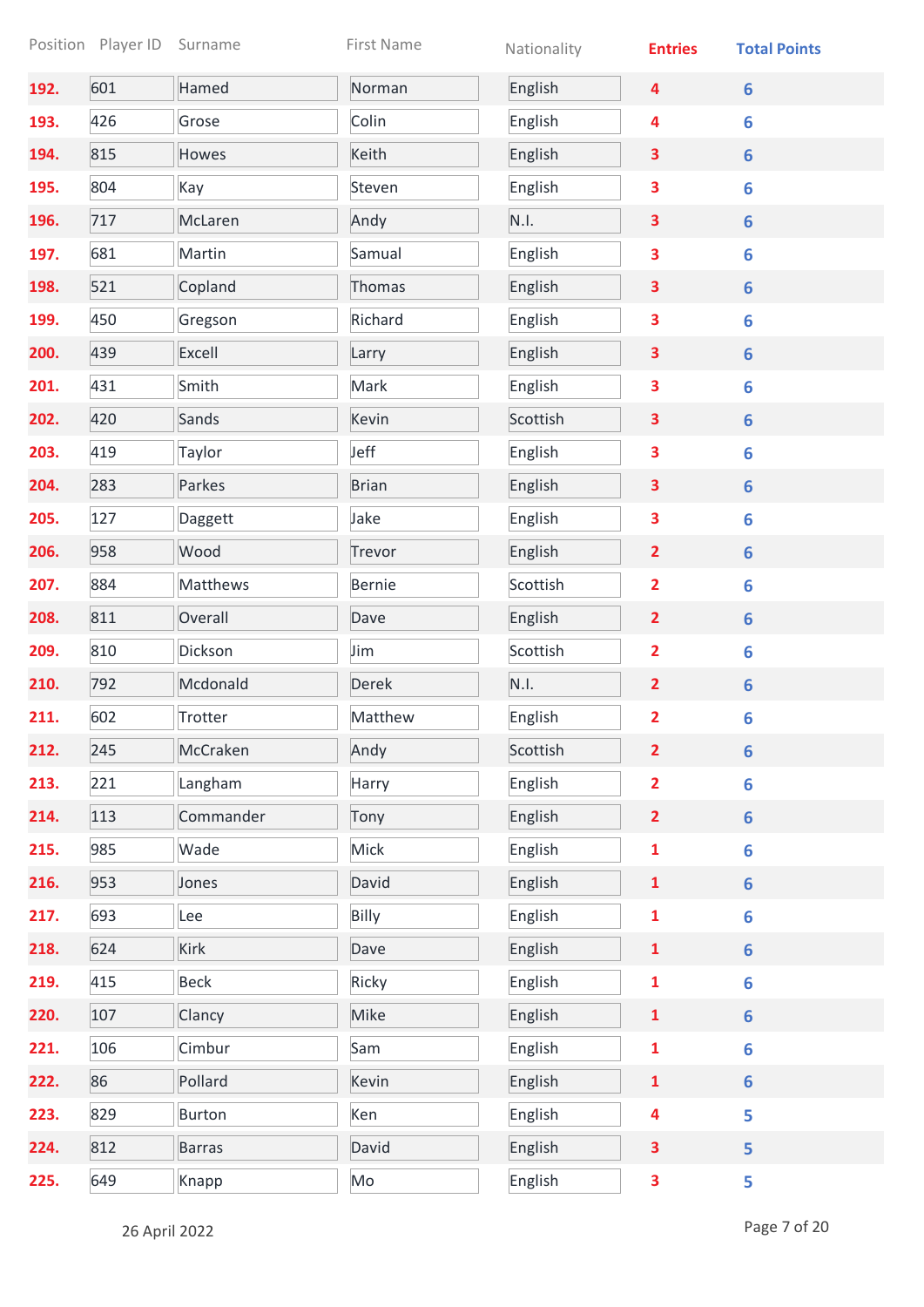| Position | Player ID | Surname | First Name | Nationality | Entries | Total Points |
|---|---|---|---|---|---|---|
| 192. | 601 | Hamed | Norman | English | 4 | 6 |
| 193. | 426 | Grose | Colin | English | 4 | 6 |
| 194. | 815 | Howes | Keith | English | 3 | 6 |
| 195. | 804 | Kay | Steven | English | 3 | 6 |
| 196. | 717 | McLaren | Andy | N.I. | 3 | 6 |
| 197. | 681 | Martin | Samual | English | 3 | 6 |
| 198. | 521 | Copland | Thomas | English | 3 | 6 |
| 199. | 450 | Gregson | Richard | English | 3 | 6 |
| 200. | 439 | Excell | Larry | English | 3 | 6 |
| 201. | 431 | Smith | Mark | English | 3 | 6 |
| 202. | 420 | Sands | Kevin | Scottish | 3 | 6 |
| 203. | 419 | Taylor | Jeff | English | 3 | 6 |
| 204. | 283 | Parkes | Brian | English | 3 | 6 |
| 205. | 127 | Daggett | Jake | English | 3 | 6 |
| 206. | 958 | Wood | Trevor | English | 2 | 6 |
| 207. | 884 | Matthews | Bernie | Scottish | 2 | 6 |
| 208. | 811 | Overall | Dave | English | 2 | 6 |
| 209. | 810 | Dickson | Jim | Scottish | 2 | 6 |
| 210. | 792 | Mcdonald | Derek | N.I. | 2 | 6 |
| 211. | 602 | Trotter | Matthew | English | 2 | 6 |
| 212. | 245 | McCraken | Andy | Scottish | 2 | 6 |
| 213. | 221 | Langham | Harry | English | 2 | 6 |
| 214. | 113 | Commander | Tony | English | 2 | 6 |
| 215. | 985 | Wade | Mick | English | 1 | 6 |
| 216. | 953 | Jones | David | English | 1 | 6 |
| 217. | 693 | Lee | Billy | English | 1 | 6 |
| 218. | 624 | Kirk | Dave | English | 1 | 6 |
| 219. | 415 | Beck | Ricky | English | 1 | 6 |
| 220. | 107 | Clancy | Mike | English | 1 | 6 |
| 221. | 106 | Cimbur | Sam | English | 1 | 6 |
| 222. | 86 | Pollard | Kevin | English | 1 | 6 |
| 223. | 829 | Burton | Ken | English | 4 | 5 |
| 224. | 812 | Barras | David | English | 3 | 5 |
| 225. | 649 | Knapp | Mo | English | 3 | 5 |

26 April 2022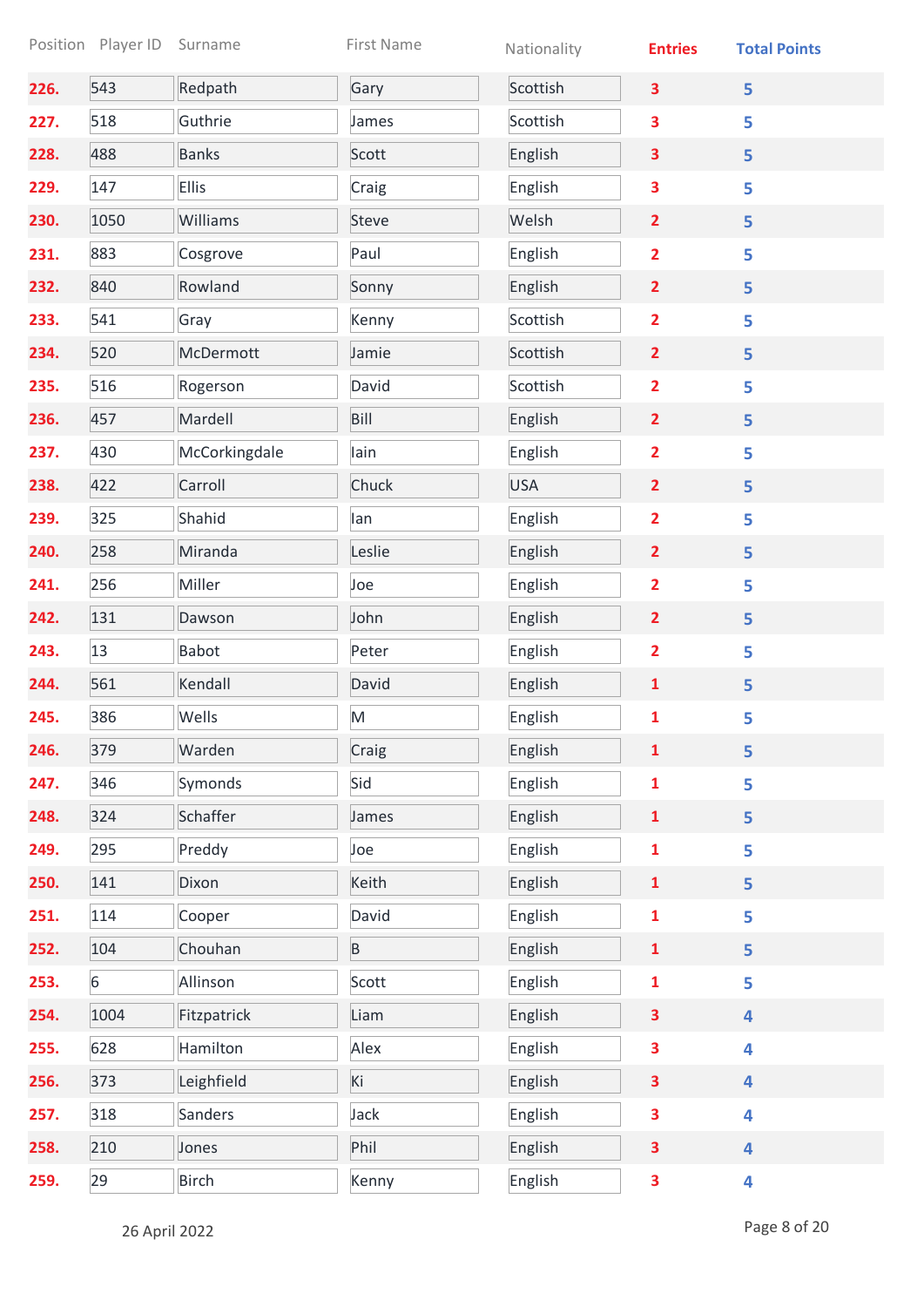| Position | Player ID | Surname | First Name | Nationality | Entries | Total Points |
|---|---|---|---|---|---|---|
| 226. | 543 | Redpath | Gary | Scottish | 3 | 5 |
| 227. | 518 | Guthrie | James | Scottish | 3 | 5 |
| 228. | 488 | Banks | Scott | English | 3 | 5 |
| 229. | 147 | Ellis | Craig | English | 3 | 5 |
| 230. | 1050 | Williams | Steve | Welsh | 2 | 5 |
| 231. | 883 | Cosgrove | Paul | English | 2 | 5 |
| 232. | 840 | Rowland | Sonny | English | 2 | 5 |
| 233. | 541 | Gray | Kenny | Scottish | 2 | 5 |
| 234. | 520 | McDermott | Jamie | Scottish | 2 | 5 |
| 235. | 516 | Rogerson | David | Scottish | 2 | 5 |
| 236. | 457 | Mardell | Bill | English | 2 | 5 |
| 237. | 430 | McCorkingdale | Iain | English | 2 | 5 |
| 238. | 422 | Carroll | Chuck | USA | 2 | 5 |
| 239. | 325 | Shahid | Ian | English | 2 | 5 |
| 240. | 258 | Miranda | Leslie | English | 2 | 5 |
| 241. | 256 | Miller | Joe | English | 2 | 5 |
| 242. | 131 | Dawson | John | English | 2 | 5 |
| 243. | 13 | Babot | Peter | English | 2 | 5 |
| 244. | 561 | Kendall | David | English | 1 | 5 |
| 245. | 386 | Wells | M | English | 1 | 5 |
| 246. | 379 | Warden | Craig | English | 1 | 5 |
| 247. | 346 | Symonds | Sid | English | 1 | 5 |
| 248. | 324 | Schaffer | James | English | 1 | 5 |
| 249. | 295 | Preddy | Joe | English | 1 | 5 |
| 250. | 141 | Dixon | Keith | English | 1 | 5 |
| 251. | 114 | Cooper | David | English | 1 | 5 |
| 252. | 104 | Chouhan | B | English | 1 | 5 |
| 253. | 6 | Allinson | Scott | English | 1 | 5 |
| 254. | 1004 | Fitzpatrick | Liam | English | 3 | 4 |
| 255. | 628 | Hamilton | Alex | English | 3 | 4 |
| 256. | 373 | Leighfield | Ki | English | 3 | 4 |
| 257. | 318 | Sanders | Jack | English | 3 | 4 |
| 258. | 210 | Jones | Phil | English | 3 | 4 |
| 259. | 29 | Birch | Kenny | English | 3 | 4 |

26 April 2022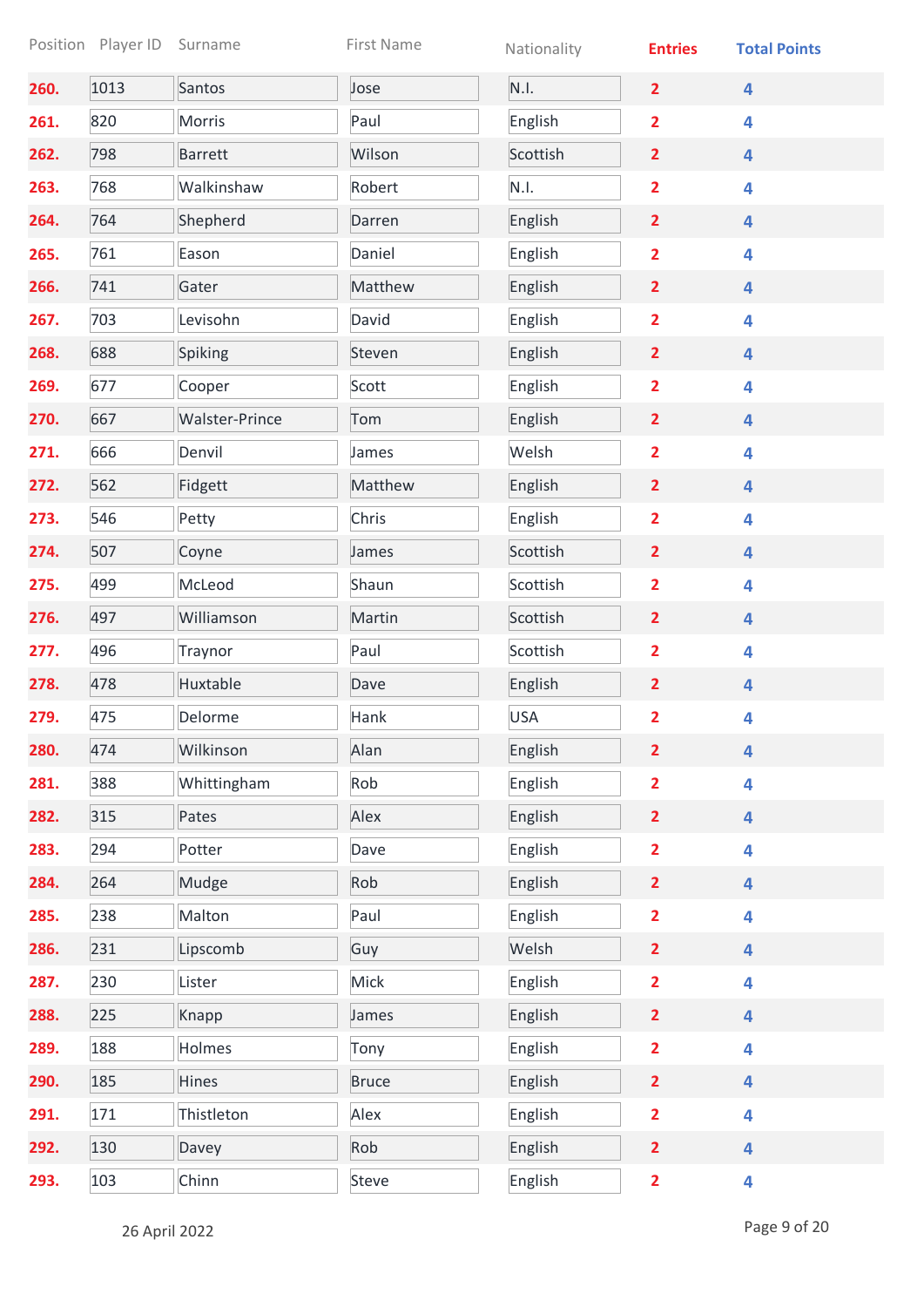| Position | Player ID | Surname | First Name | Nationality | Entries | Total Points |
|---|---|---|---|---|---|---|
| 260. | 1013 | Santos | Jose | N.I. | 2 | 4 |
| 261. | 820 | Morris | Paul | English | 2 | 4 |
| 262. | 798 | Barrett | Wilson | Scottish | 2 | 4 |
| 263. | 768 | Walkinshaw | Robert | N.I. | 2 | 4 |
| 264. | 764 | Shepherd | Darren | English | 2 | 4 |
| 265. | 761 | Eason | Daniel | English | 2 | 4 |
| 266. | 741 | Gater | Matthew | English | 2 | 4 |
| 267. | 703 | Levisohn | David | English | 2 | 4 |
| 268. | 688 | Spiking | Steven | English | 2 | 4 |
| 269. | 677 | Cooper | Scott | English | 2 | 4 |
| 270. | 667 | Walster-Prince | Tom | English | 2 | 4 |
| 271. | 666 | Denvil | James | Welsh | 2 | 4 |
| 272. | 562 | Fidgett | Matthew | English | 2 | 4 |
| 273. | 546 | Petty | Chris | English | 2 | 4 |
| 274. | 507 | Coyne | James | Scottish | 2 | 4 |
| 275. | 499 | McLeod | Shaun | Scottish | 2 | 4 |
| 276. | 497 | Williamson | Martin | Scottish | 2 | 4 |
| 277. | 496 | Traynor | Paul | Scottish | 2 | 4 |
| 278. | 478 | Huxtable | Dave | English | 2 | 4 |
| 279. | 475 | Delorme | Hank | USA | 2 | 4 |
| 280. | 474 | Wilkinson | Alan | English | 2 | 4 |
| 281. | 388 | Whittingham | Rob | English | 2 | 4 |
| 282. | 315 | Pates | Alex | English | 2 | 4 |
| 283. | 294 | Potter | Dave | English | 2 | 4 |
| 284. | 264 | Mudge | Rob | English | 2 | 4 |
| 285. | 238 | Malton | Paul | English | 2 | 4 |
| 286. | 231 | Lipscomb | Guy | Welsh | 2 | 4 |
| 287. | 230 | Lister | Mick | English | 2 | 4 |
| 288. | 225 | Knapp | James | English | 2 | 4 |
| 289. | 188 | Holmes | Tony | English | 2 | 4 |
| 290. | 185 | Hines | Bruce | English | 2 | 4 |
| 291. | 171 | Thistleton | Alex | English | 2 | 4 |
| 292. | 130 | Davey | Rob | English | 2 | 4 |
| 293. | 103 | Chinn | Steve | English | 2 | 4 |

26 April 2022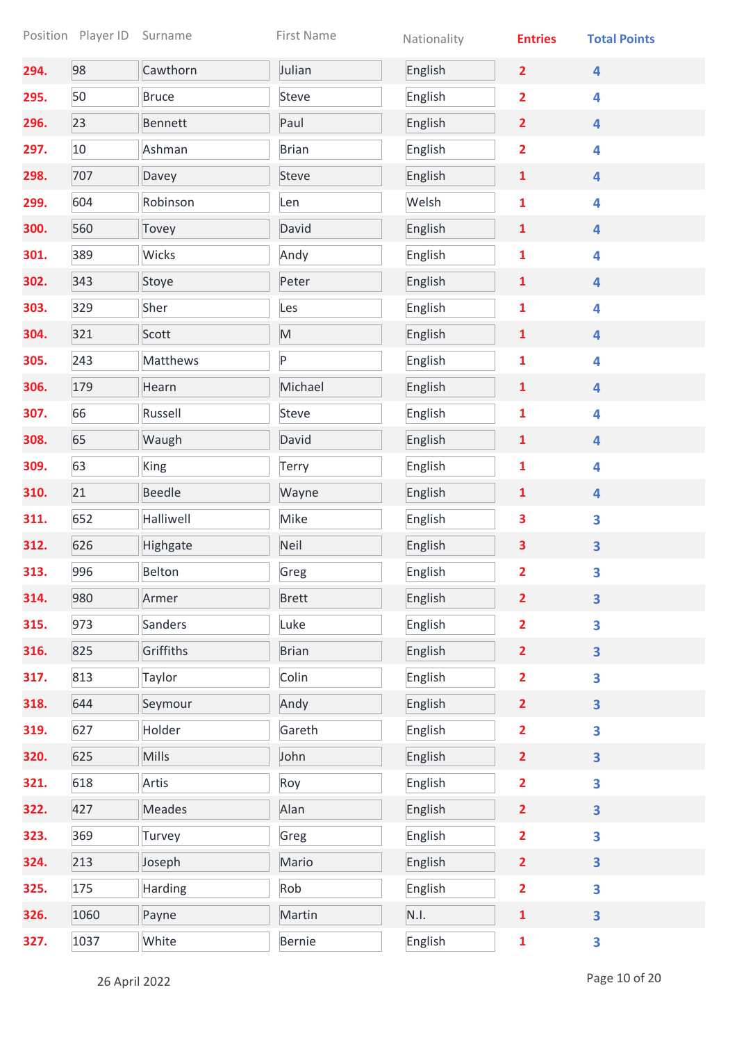| Position | Player ID | Surname | First Name | Nationality | Entries | Total Points |
|---|---|---|---|---|---|---|
| 294. | 98 | Cawthorn | Julian | English | 2 | 4 |
| 295. | 50 | Bruce | Steve | English | 2 | 4 |
| 296. | 23 | Bennett | Paul | English | 2 | 4 |
| 297. | 10 | Ashman | Brian | English | 2 | 4 |
| 298. | 707 | Davey | Steve | English | 1 | 4 |
| 299. | 604 | Robinson | Len | Welsh | 1 | 4 |
| 300. | 560 | Tovey | David | English | 1 | 4 |
| 301. | 389 | Wicks | Andy | English | 1 | 4 |
| 302. | 343 | Stoye | Peter | English | 1 | 4 |
| 303. | 329 | Sher | Les | English | 1 | 4 |
| 304. | 321 | Scott | M | English | 1 | 4 |
| 305. | 243 | Matthews | P | English | 1 | 4 |
| 306. | 179 | Hearn | Michael | English | 1 | 4 |
| 307. | 66 | Russell | Steve | English | 1 | 4 |
| 308. | 65 | Waugh | David | English | 1 | 4 |
| 309. | 63 | King | Terry | English | 1 | 4 |
| 310. | 21 | Beedle | Wayne | English | 1 | 4 |
| 311. | 652 | Halliwell | Mike | English | 3 | 3 |
| 312. | 626 | Highgate | Neil | English | 3 | 3 |
| 313. | 996 | Belton | Greg | English | 2 | 3 |
| 314. | 980 | Armer | Brett | English | 2 | 3 |
| 315. | 973 | Sanders | Luke | English | 2 | 3 |
| 316. | 825 | Griffiths | Brian | English | 2 | 3 |
| 317. | 813 | Taylor | Colin | English | 2 | 3 |
| 318. | 644 | Seymour | Andy | English | 2 | 3 |
| 319. | 627 | Holder | Gareth | English | 2 | 3 |
| 320. | 625 | Mills | John | English | 2 | 3 |
| 321. | 618 | Artis | Roy | English | 2 | 3 |
| 322. | 427 | Meades | Alan | English | 2 | 3 |
| 323. | 369 | Turvey | Greg | English | 2 | 3 |
| 324. | 213 | Joseph | Mario | English | 2 | 3 |
| 325. | 175 | Harding | Rob | English | 2 | 3 |
| 326. | 1060 | Payne | Martin | N.I. | 1 | 3 |
| 327. | 1037 | White | Bernie | English | 1 | 3 |

26 April 2022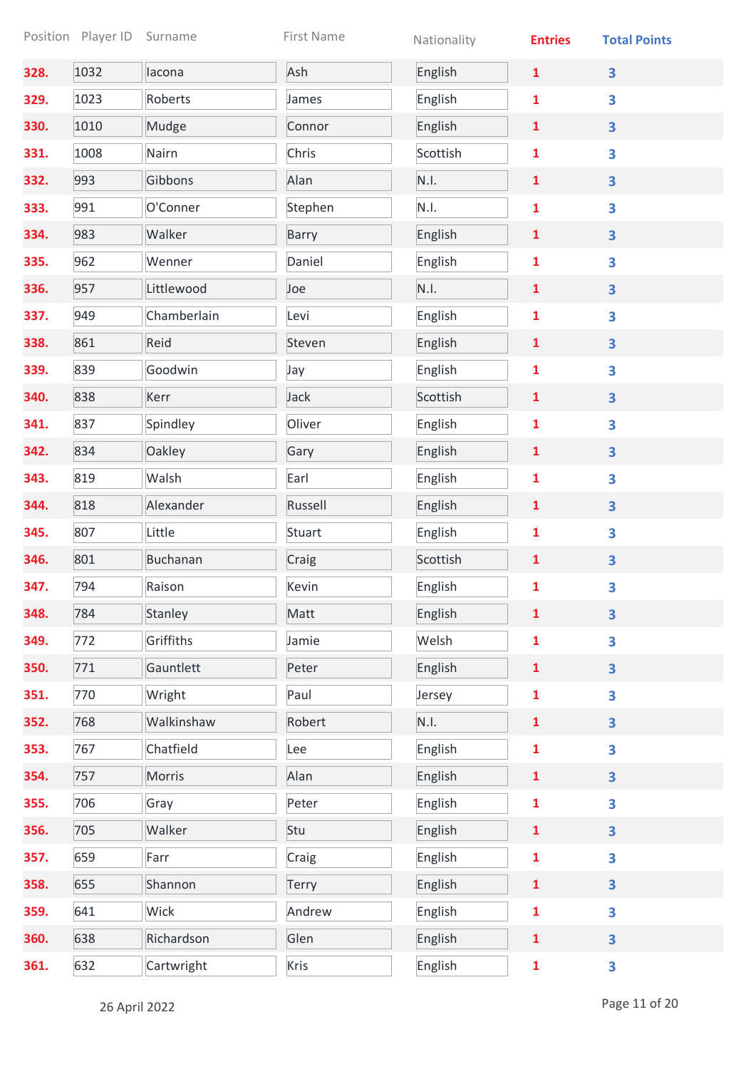| Position | Player ID | Surname | First Name | Nationality | Entries | Total Points |
|---|---|---|---|---|---|---|
| 328. | 1032 | Iacona | Ash | English | 1 | 3 |
| 329. | 1023 | Roberts | James | English | 1 | 3 |
| 330. | 1010 | Mudge | Connor | English | 1 | 3 |
| 331. | 1008 | Nairn | Chris | Scottish | 1 | 3 |
| 332. | 993 | Gibbons | Alan | N.I. | 1 | 3 |
| 333. | 991 | O'Conner | Stephen | N.I. | 1 | 3 |
| 334. | 983 | Walker | Barry | English | 1 | 3 |
| 335. | 962 | Wenner | Daniel | English | 1 | 3 |
| 336. | 957 | Littlewood | Joe | N.I. | 1 | 3 |
| 337. | 949 | Chamberlain | Levi | English | 1 | 3 |
| 338. | 861 | Reid | Steven | English | 1 | 3 |
| 339. | 839 | Goodwin | Jay | English | 1 | 3 |
| 340. | 838 | Kerr | Jack | Scottish | 1 | 3 |
| 341. | 837 | Spindley | Oliver | English | 1 | 3 |
| 342. | 834 | Oakley | Gary | English | 1 | 3 |
| 343. | 819 | Walsh | Earl | English | 1 | 3 |
| 344. | 818 | Alexander | Russell | English | 1 | 3 |
| 345. | 807 | Little | Stuart | English | 1 | 3 |
| 346. | 801 | Buchanan | Craig | Scottish | 1 | 3 |
| 347. | 794 | Raison | Kevin | English | 1 | 3 |
| 348. | 784 | Stanley | Matt | English | 1 | 3 |
| 349. | 772 | Griffiths | Jamie | Welsh | 1 | 3 |
| 350. | 771 | Gauntlett | Peter | English | 1 | 3 |
| 351. | 770 | Wright | Paul | Jersey | 1 | 3 |
| 352. | 768 | Walkinshaw | Robert | N.I. | 1 | 3 |
| 353. | 767 | Chatfield | Lee | English | 1 | 3 |
| 354. | 757 | Morris | Alan | English | 1 | 3 |
| 355. | 706 | Gray | Peter | English | 1 | 3 |
| 356. | 705 | Walker | Stu | English | 1 | 3 |
| 357. | 659 | Farr | Craig | English | 1 | 3 |
| 358. | 655 | Shannon | Terry | English | 1 | 3 |
| 359. | 641 | Wick | Andrew | English | 1 | 3 |
| 360. | 638 | Richardson | Glen | English | 1 | 3 |
| 361. | 632 | Cartwright | Kris | English | 1 | 3 |

26 April 2022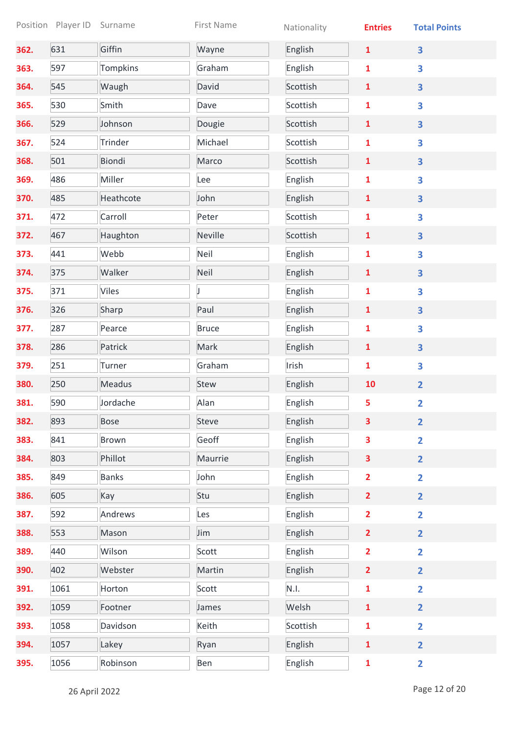| Position | Player ID | Surname | First Name | Nationality | Entries | Total Points |
|---|---|---|---|---|---|---|
| 362. | 631 | Giffin | Wayne | English | 1 | 3 |
| 363. | 597 | Tompkins | Graham | English | 1 | 3 |
| 364. | 545 | Waugh | David | Scottish | 1 | 3 |
| 365. | 530 | Smith | Dave | Scottish | 1 | 3 |
| 366. | 529 | Johnson | Dougie | Scottish | 1 | 3 |
| 367. | 524 | Trinder | Michael | Scottish | 1 | 3 |
| 368. | 501 | Biondi | Marco | Scottish | 1 | 3 |
| 369. | 486 | Miller | Lee | English | 1 | 3 |
| 370. | 485 | Heathcote | John | English | 1 | 3 |
| 371. | 472 | Carroll | Peter | Scottish | 1 | 3 |
| 372. | 467 | Haughton | Neville | Scottish | 1 | 3 |
| 373. | 441 | Webb | Neil | English | 1 | 3 |
| 374. | 375 | Walker | Neil | English | 1 | 3 |
| 375. | 371 | Viles | J | English | 1 | 3 |
| 376. | 326 | Sharp | Paul | English | 1 | 3 |
| 377. | 287 | Pearce | Bruce | English | 1 | 3 |
| 378. | 286 | Patrick | Mark | English | 1 | 3 |
| 379. | 251 | Turner | Graham | Irish | 1 | 3 |
| 380. | 250 | Meadus | Stew | English | 10 | 2 |
| 381. | 590 | Jordache | Alan | English | 5 | 2 |
| 382. | 893 | Bose | Steve | English | 3 | 2 |
| 383. | 841 | Brown | Geoff | English | 3 | 2 |
| 384. | 803 | Phillot | Maurrie | English | 3 | 2 |
| 385. | 849 | Banks | John | English | 2 | 2 |
| 386. | 605 | Kay | Stu | English | 2 | 2 |
| 387. | 592 | Andrews | Les | English | 2 | 2 |
| 388. | 553 | Mason | Jim | English | 2 | 2 |
| 389. | 440 | Wilson | Scott | English | 2 | 2 |
| 390. | 402 | Webster | Martin | English | 2 | 2 |
| 391. | 1061 | Horton | Scott | N.I. | 1 | 2 |
| 392. | 1059 | Footner | James | Welsh | 1 | 2 |
| 393. | 1058 | Davidson | Keith | Scottish | 1 | 2 |
| 394. | 1057 | Lakey | Ryan | English | 1 | 2 |
| 395. | 1056 | Robinson | Ben | English | 1 | 2 |

26 April 2022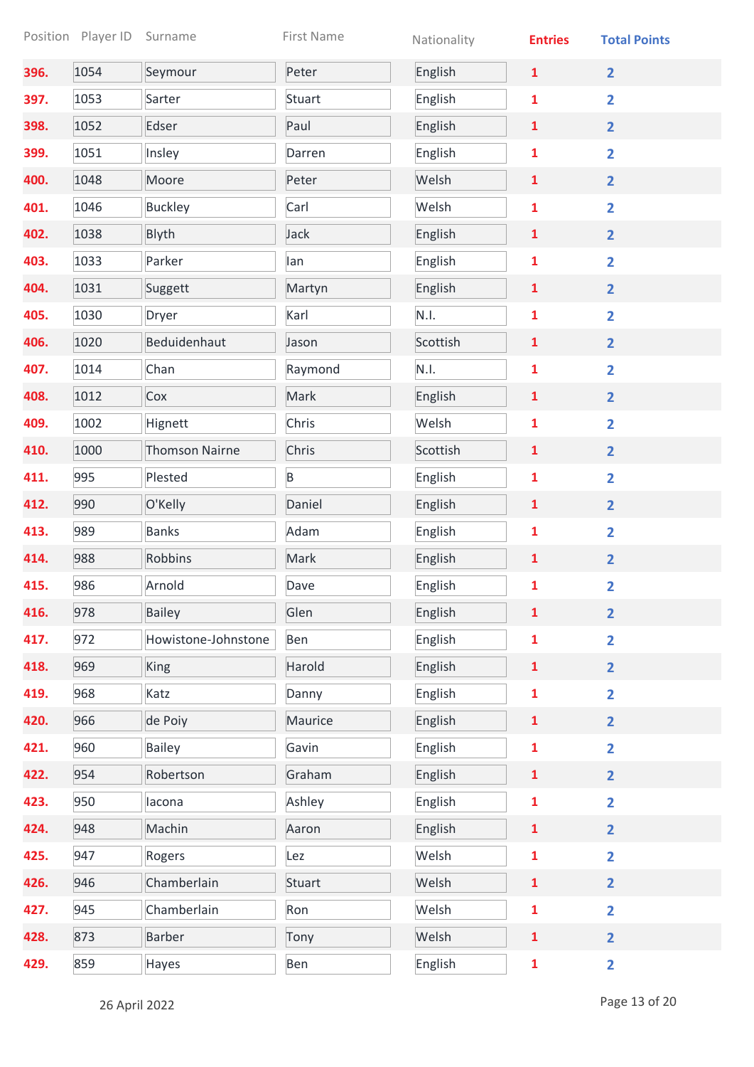| Position | Player ID | Surname | First Name | Nationality | Entries | Total Points |
|---|---|---|---|---|---|---|
| 396. | 1054 | Seymour | Peter | English | 1 | 2 |
| 397. | 1053 | Sarter | Stuart | English | 1 | 2 |
| 398. | 1052 | Edser | Paul | English | 1 | 2 |
| 399. | 1051 | Insley | Darren | English | 1 | 2 |
| 400. | 1048 | Moore | Peter | Welsh | 1 | 2 |
| 401. | 1046 | Buckley | Carl | Welsh | 1 | 2 |
| 402. | 1038 | Blyth | Jack | English | 1 | 2 |
| 403. | 1033 | Parker | Ian | English | 1 | 2 |
| 404. | 1031 | Suggett | Martyn | English | 1 | 2 |
| 405. | 1030 | Dryer | Karl | N.I. | 1 | 2 |
| 406. | 1020 | Beduidenhaut | Jason | Scottish | 1 | 2 |
| 407. | 1014 | Chan | Raymond | N.I. | 1 | 2 |
| 408. | 1012 | Cox | Mark | English | 1 | 2 |
| 409. | 1002 | Hignett | Chris | Welsh | 1 | 2 |
| 410. | 1000 | Thomson Nairne | Chris | Scottish | 1 | 2 |
| 411. | 995 | Plested | B | English | 1 | 2 |
| 412. | 990 | O'Kelly | Daniel | English | 1 | 2 |
| 413. | 989 | Banks | Adam | English | 1 | 2 |
| 414. | 988 | Robbins | Mark | English | 1 | 2 |
| 415. | 986 | Arnold | Dave | English | 1 | 2 |
| 416. | 978 | Bailey | Glen | English | 1 | 2 |
| 417. | 972 | Howistone-Johnstone | Ben | English | 1 | 2 |
| 418. | 969 | King | Harold | English | 1 | 2 |
| 419. | 968 | Katz | Danny | English | 1 | 2 |
| 420. | 966 | de Poiy | Maurice | English | 1 | 2 |
| 421. | 960 | Bailey | Gavin | English | 1 | 2 |
| 422. | 954 | Robertson | Graham | English | 1 | 2 |
| 423. | 950 | Iacona | Ashley | English | 1 | 2 |
| 424. | 948 | Machin | Aaron | English | 1 | 2 |
| 425. | 947 | Rogers | Lez | Welsh | 1 | 2 |
| 426. | 946 | Chamberlain | Stuart | Welsh | 1 | 2 |
| 427. | 945 | Chamberlain | Ron | Welsh | 1 | 2 |
| 428. | 873 | Barber | Tony | Welsh | 1 | 2 |
| 429. | 859 | Hayes | Ben | English | 1 | 2 |

26 April 2022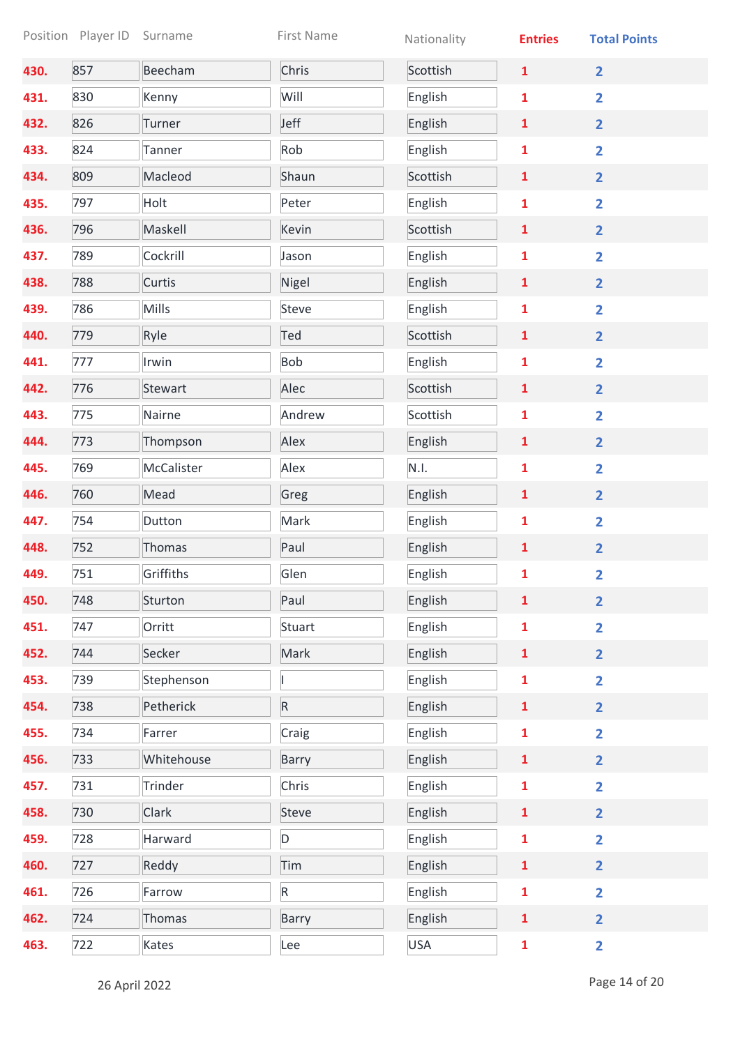| Position | Player ID | Surname | First Name | Nationality | Entries | Total Points |
|---|---|---|---|---|---|---|
| 430. | 857 | Beecham | Chris | Scottish | 1 | 2 |
| 431. | 830 | Kenny | Will | English | 1 | 2 |
| 432. | 826 | Turner | Jeff | English | 1 | 2 |
| 433. | 824 | Tanner | Rob | English | 1 | 2 |
| 434. | 809 | Macleod | Shaun | Scottish | 1 | 2 |
| 435. | 797 | Holt | Peter | English | 1 | 2 |
| 436. | 796 | Maskell | Kevin | Scottish | 1 | 2 |
| 437. | 789 | Cockrill | Jason | English | 1 | 2 |
| 438. | 788 | Curtis | Nigel | English | 1 | 2 |
| 439. | 786 | Mills | Steve | English | 1 | 2 |
| 440. | 779 | Ryle | Ted | Scottish | 1 | 2 |
| 441. | 777 | Irwin | Bob | English | 1 | 2 |
| 442. | 776 | Stewart | Alec | Scottish | 1 | 2 |
| 443. | 775 | Nairne | Andrew | Scottish | 1 | 2 |
| 444. | 773 | Thompson | Alex | English | 1 | 2 |
| 445. | 769 | McCalister | Alex | N.I. | 1 | 2 |
| 446. | 760 | Mead | Greg | English | 1 | 2 |
| 447. | 754 | Dutton | Mark | English | 1 | 2 |
| 448. | 752 | Thomas | Paul | English | 1 | 2 |
| 449. | 751 | Griffiths | Glen | English | 1 | 2 |
| 450. | 748 | Sturton | Paul | English | 1 | 2 |
| 451. | 747 | Orritt | Stuart | English | 1 | 2 |
| 452. | 744 | Secker | Mark | English | 1 | 2 |
| 453. | 739 | Stephenson | I | English | 1 | 2 |
| 454. | 738 | Petherick | R | English | 1 | 2 |
| 455. | 734 | Farrer | Craig | English | 1 | 2 |
| 456. | 733 | Whitehouse | Barry | English | 1 | 2 |
| 457. | 731 | Trinder | Chris | English | 1 | 2 |
| 458. | 730 | Clark | Steve | English | 1 | 2 |
| 459. | 728 | Harward | D | English | 1 | 2 |
| 460. | 727 | Reddy | Tim | English | 1 | 2 |
| 461. | 726 | Farrow | R | English | 1 | 2 |
| 462. | 724 | Thomas | Barry | English | 1 | 2 |
| 463. | 722 | Kates | Lee | USA | 1 | 2 |

26 April 2022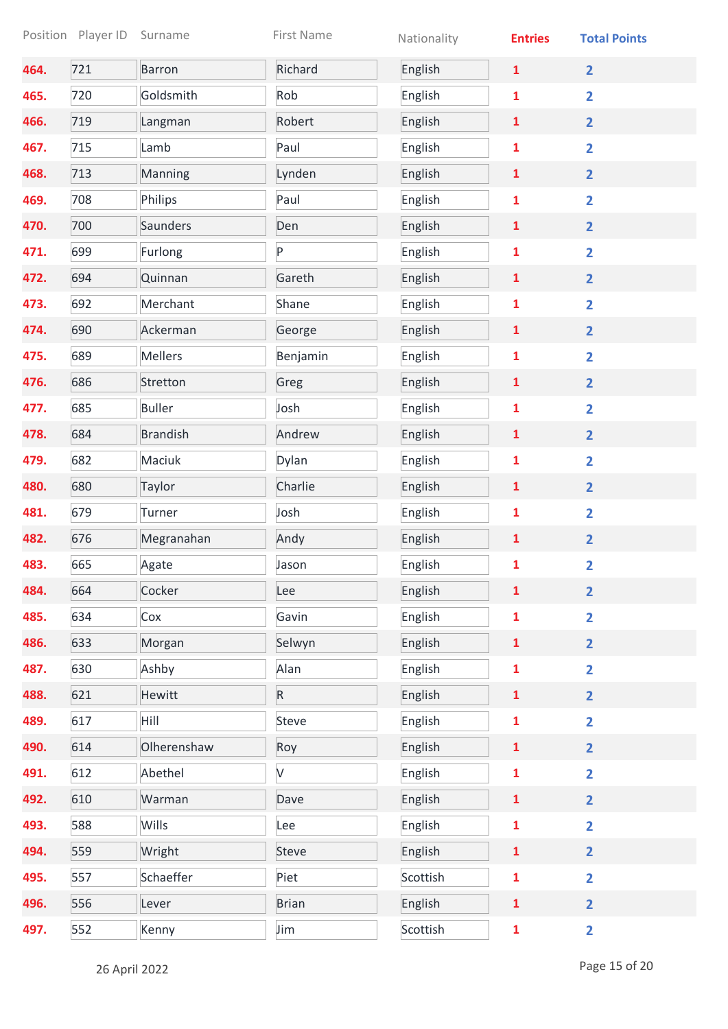| Position | Player ID | Surname | First Name | Nationality | Entries | Total Points |
|---|---|---|---|---|---|---|
| 464. | 721 | Barron | Richard | English | 1 | 2 |
| 465. | 720 | Goldsmith | Rob | English | 1 | 2 |
| 466. | 719 | Langman | Robert | English | 1 | 2 |
| 467. | 715 | Lamb | Paul | English | 1 | 2 |
| 468. | 713 | Manning | Lynden | English | 1 | 2 |
| 469. | 708 | Philips | Paul | English | 1 | 2 |
| 470. | 700 | Saunders | Den | English | 1 | 2 |
| 471. | 699 | Furlong | P | English | 1 | 2 |
| 472. | 694 | Quinnan | Gareth | English | 1 | 2 |
| 473. | 692 | Merchant | Shane | English | 1 | 2 |
| 474. | 690 | Ackerman | George | English | 1 | 2 |
| 475. | 689 | Mellers | Benjamin | English | 1 | 2 |
| 476. | 686 | Stretton | Greg | English | 1 | 2 |
| 477. | 685 | Buller | Josh | English | 1 | 2 |
| 478. | 684 | Brandish | Andrew | English | 1 | 2 |
| 479. | 682 | Maciuk | Dylan | English | 1 | 2 |
| 480. | 680 | Taylor | Charlie | English | 1 | 2 |
| 481. | 679 | Turner | Josh | English | 1 | 2 |
| 482. | 676 | Megranahan | Andy | English | 1 | 2 |
| 483. | 665 | Agate | Jason | English | 1 | 2 |
| 484. | 664 | Cocker | Lee | English | 1 | 2 |
| 485. | 634 | Cox | Gavin | English | 1 | 2 |
| 486. | 633 | Morgan | Selwyn | English | 1 | 2 |
| 487. | 630 | Ashby | Alan | English | 1 | 2 |
| 488. | 621 | Hewitt | R | English | 1 | 2 |
| 489. | 617 | Hill | Steve | English | 1 | 2 |
| 490. | 614 | Olherenshaw | Roy | English | 1 | 2 |
| 491. | 612 | Abethel | V | English | 1 | 2 |
| 492. | 610 | Warman | Dave | English | 1 | 2 |
| 493. | 588 | Wills | Lee | English | 1 | 2 |
| 494. | 559 | Wright | Steve | English | 1 | 2 |
| 495. | 557 | Schaeffer | Piet | Scottish | 1 | 2 |
| 496. | 556 | Lever | Brian | English | 1 | 2 |
| 497. | 552 | Kenny | Jim | Scottish | 1 | 2 |

26 April 2022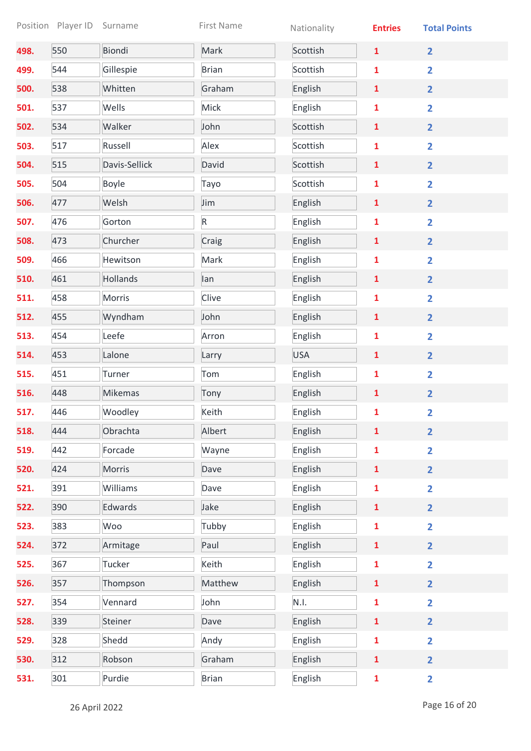| Position | Player ID | Surname | First Name | Nationality | Entries | Total Points |
|---|---|---|---|---|---|---|
| 498. | 550 | Biondi | Mark | Scottish | 1 | 2 |
| 499. | 544 | Gillespie | Brian | Scottish | 1 | 2 |
| 500. | 538 | Whitten | Graham | English | 1 | 2 |
| 501. | 537 | Wells | Mick | English | 1 | 2 |
| 502. | 534 | Walker | John | Scottish | 1 | 2 |
| 503. | 517 | Russell | Alex | Scottish | 1 | 2 |
| 504. | 515 | Davis-Sellick | David | Scottish | 1 | 2 |
| 505. | 504 | Boyle | Tayo | Scottish | 1 | 2 |
| 506. | 477 | Welsh | Jim | English | 1 | 2 |
| 507. | 476 | Gorton | R | English | 1 | 2 |
| 508. | 473 | Churcher | Craig | English | 1 | 2 |
| 509. | 466 | Hewitson | Mark | English | 1 | 2 |
| 510. | 461 | Hollands | Ian | English | 1 | 2 |
| 511. | 458 | Morris | Clive | English | 1 | 2 |
| 512. | 455 | Wyndham | John | English | 1 | 2 |
| 513. | 454 | Leefe | Arron | English | 1 | 2 |
| 514. | 453 | Lalone | Larry | USA | 1 | 2 |
| 515. | 451 | Turner | Tom | English | 1 | 2 |
| 516. | 448 | Mikemas | Tony | English | 1 | 2 |
| 517. | 446 | Woodley | Keith | English | 1 | 2 |
| 518. | 444 | Obrachta | Albert | English | 1 | 2 |
| 519. | 442 | Forcade | Wayne | English | 1 | 2 |
| 520. | 424 | Morris | Dave | English | 1 | 2 |
| 521. | 391 | Williams | Dave | English | 1 | 2 |
| 522. | 390 | Edwards | Jake | English | 1 | 2 |
| 523. | 383 | Woo | Tubby | English | 1 | 2 |
| 524. | 372 | Armitage | Paul | English | 1 | 2 |
| 525. | 367 | Tucker | Keith | English | 1 | 2 |
| 526. | 357 | Thompson | Matthew | English | 1 | 2 |
| 527. | 354 | Vennard | John | N.I. | 1 | 2 |
| 528. | 339 | Steiner | Dave | English | 1 | 2 |
| 529. | 328 | Shedd | Andy | English | 1 | 2 |
| 530. | 312 | Robson | Graham | English | 1 | 2 |
| 531. | 301 | Purdie | Brian | English | 1 | 2 |

26 April 2022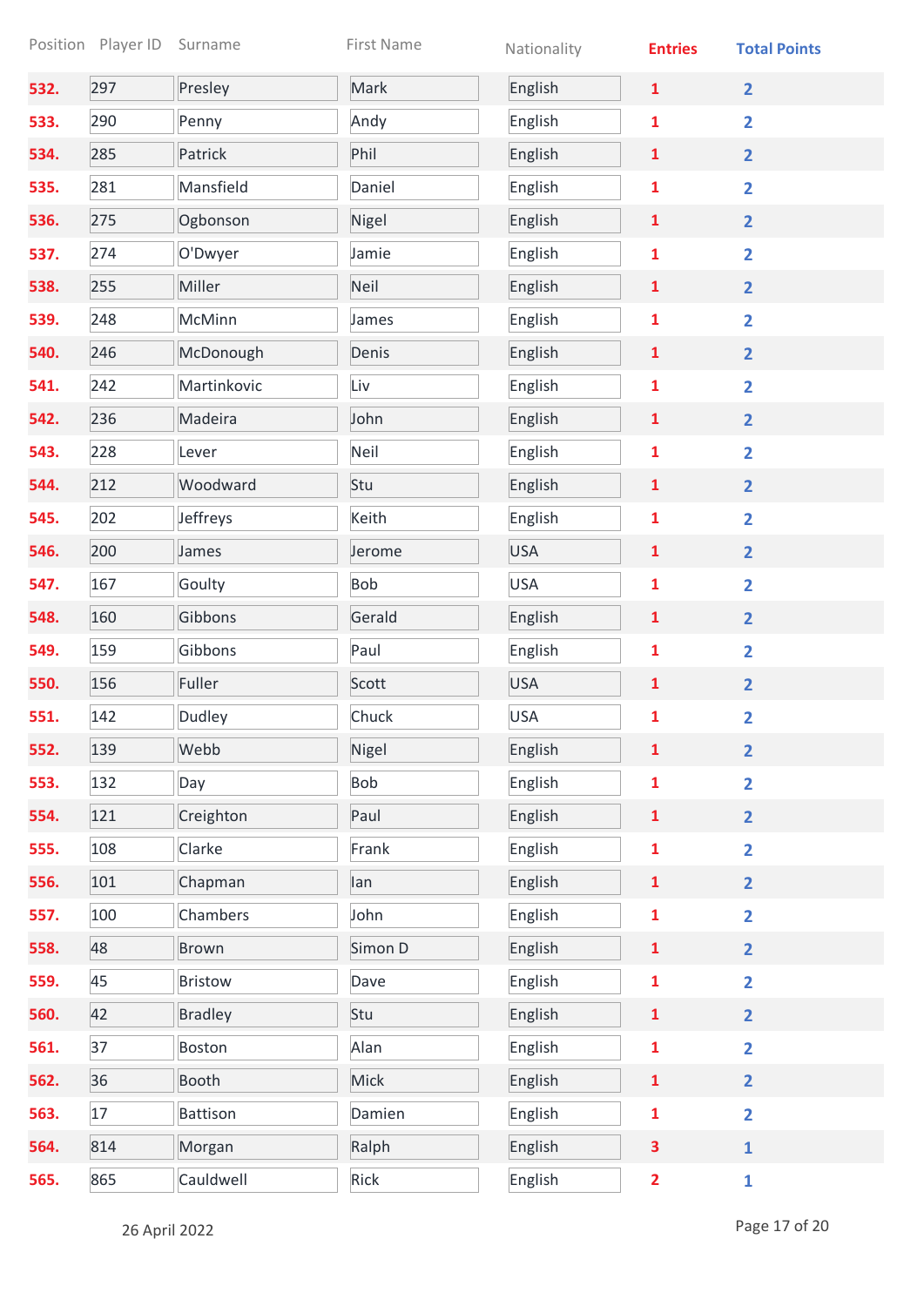| Position | Player ID | Surname | First Name | Nationality | Entries | Total Points |
|---|---|---|---|---|---|---|
| 532. | 297 | Presley | Mark | English | 1 | 2 |
| 533. | 290 | Penny | Andy | English | 1 | 2 |
| 534. | 285 | Patrick | Phil | English | 1 | 2 |
| 535. | 281 | Mansfield | Daniel | English | 1 | 2 |
| 536. | 275 | Ogbonson | Nigel | English | 1 | 2 |
| 537. | 274 | O'Dwyer | Jamie | English | 1 | 2 |
| 538. | 255 | Miller | Neil | English | 1 | 2 |
| 539. | 248 | McMinn | James | English | 1 | 2 |
| 540. | 246 | McDonough | Denis | English | 1 | 2 |
| 541. | 242 | Martinkovic | Liv | English | 1 | 2 |
| 542. | 236 | Madeira | John | English | 1 | 2 |
| 543. | 228 | Lever | Neil | English | 1 | 2 |
| 544. | 212 | Woodward | Stu | English | 1 | 2 |
| 545. | 202 | Jeffreys | Keith | English | 1 | 2 |
| 546. | 200 | James | Jerome | USA | 1 | 2 |
| 547. | 167 | Goulty | Bob | USA | 1 | 2 |
| 548. | 160 | Gibbons | Gerald | English | 1 | 2 |
| 549. | 159 | Gibbons | Paul | English | 1 | 2 |
| 550. | 156 | Fuller | Scott | USA | 1 | 2 |
| 551. | 142 | Dudley | Chuck | USA | 1 | 2 |
| 552. | 139 | Webb | Nigel | English | 1 | 2 |
| 553. | 132 | Day | Bob | English | 1 | 2 |
| 554. | 121 | Creighton | Paul | English | 1 | 2 |
| 555. | 108 | Clarke | Frank | English | 1 | 2 |
| 556. | 101 | Chapman | Ian | English | 1 | 2 |
| 557. | 100 | Chambers | John | English | 1 | 2 |
| 558. | 48 | Brown | Simon D | English | 1 | 2 |
| 559. | 45 | Bristow | Dave | English | 1 | 2 |
| 560. | 42 | Bradley | Stu | English | 1 | 2 |
| 561. | 37 | Boston | Alan | English | 1 | 2 |
| 562. | 36 | Booth | Mick | English | 1 | 2 |
| 563. | 17 | Battison | Damien | English | 1 | 2 |
| 564. | 814 | Morgan | Ralph | English | 3 | 1 |
| 565. | 865 | Cauldwell | Rick | English | 2 | 1 |

26 April 2022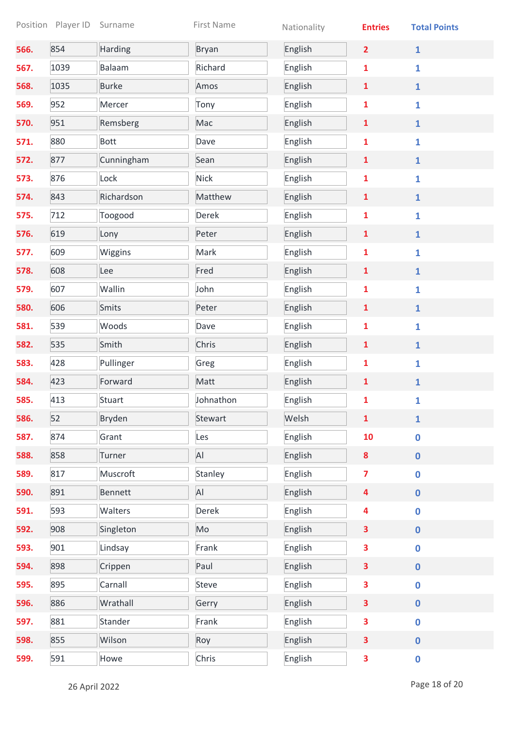| Position | Player ID | Surname | First Name | Nationality | Entries | Total Points |
|---|---|---|---|---|---|---|
| 566. | 854 | Harding | Bryan | English | 2 | 1 |
| 567. | 1039 | Balaam | Richard | English | 1 | 1 |
| 568. | 1035 | Burke | Amos | English | 1 | 1 |
| 569. | 952 | Mercer | Tony | English | 1 | 1 |
| 570. | 951 | Remsberg | Mac | English | 1 | 1 |
| 571. | 880 | Bott | Dave | English | 1 | 1 |
| 572. | 877 | Cunningham | Sean | English | 1 | 1 |
| 573. | 876 | Lock | Nick | English | 1 | 1 |
| 574. | 843 | Richardson | Matthew | English | 1 | 1 |
| 575. | 712 | Toogood | Derek | English | 1 | 1 |
| 576. | 619 | Lony | Peter | English | 1 | 1 |
| 577. | 609 | Wiggins | Mark | English | 1 | 1 |
| 578. | 608 | Lee | Fred | English | 1 | 1 |
| 579. | 607 | Wallin | John | English | 1 | 1 |
| 580. | 606 | Smits | Peter | English | 1 | 1 |
| 581. | 539 | Woods | Dave | English | 1 | 1 |
| 582. | 535 | Smith | Chris | English | 1 | 1 |
| 583. | 428 | Pullinger | Greg | English | 1 | 1 |
| 584. | 423 | Forward | Matt | English | 1 | 1 |
| 585. | 413 | Stuart | Johnathon | English | 1 | 1 |
| 586. | 52 | Bryden | Stewart | Welsh | 1 | 1 |
| 587. | 874 | Grant | Les | English | 10 | 0 |
| 588. | 858 | Turner | Al | English | 8 | 0 |
| 589. | 817 | Muscroft | Stanley | English | 7 | 0 |
| 590. | 891 | Bennett | Al | English | 4 | 0 |
| 591. | 593 | Walters | Derek | English | 4 | 0 |
| 592. | 908 | Singleton | Mo | English | 3 | 0 |
| 593. | 901 | Lindsay | Frank | English | 3 | 0 |
| 594. | 898 | Crippen | Paul | English | 3 | 0 |
| 595. | 895 | Carnall | Steve | English | 3 | 0 |
| 596. | 886 | Wrathall | Gerry | English | 3 | 0 |
| 597. | 881 | Stander | Frank | English | 3 | 0 |
| 598. | 855 | Wilson | Roy | English | 3 | 0 |
| 599. | 591 | Howe | Chris | English | 3 | 0 |

26 April 2022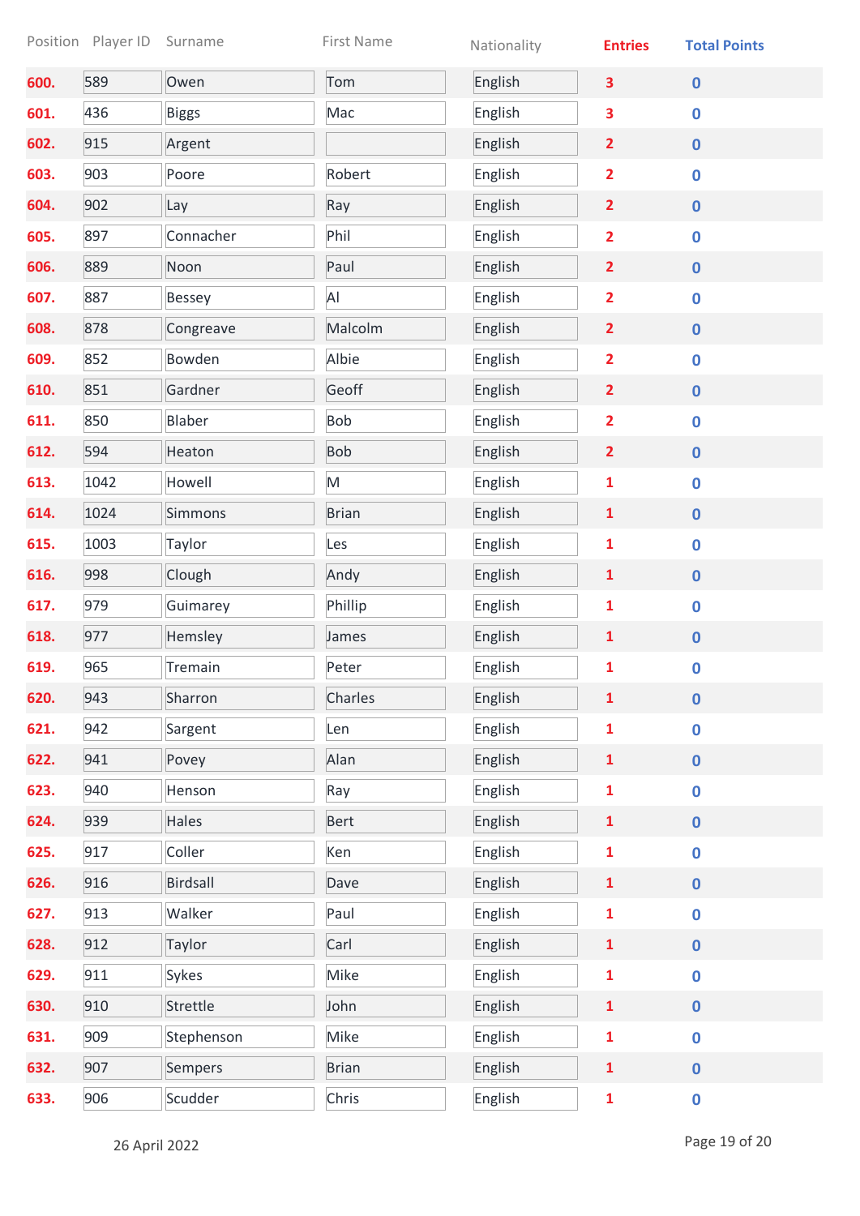| Position | Player ID | Surname | First Name | Nationality | Entries | Total Points |
|---|---|---|---|---|---|---|
| 600. | 589 | Owen | Tom | English | 3 | 0 |
| 601. | 436 | Biggs | Mac | English | 3 | 0 |
| 602. | 915 | Argent | | English | 2 | 0 |
| 603. | 903 | Poore | Robert | English | 2 | 0 |
| 604. | 902 | Lay | Ray | English | 2 | 0 |
| 605. | 897 | Connacher | Phil | English | 2 | 0 |
| 606. | 889 | Noon | Paul | English | 2 | 0 |
| 607. | 887 | Bessey | Al | English | 2 | 0 |
| 608. | 878 | Congreave | Malcolm | English | 2 | 0 |
| 609. | 852 | Bowden | Albie | English | 2 | 0 |
| 610. | 851 | Gardner | Geoff | English | 2 | 0 |
| 611. | 850 | Blaber | Bob | English | 2 | 0 |
| 612. | 594 | Heaton | Bob | English | 2 | 0 |
| 613. | 1042 | Howell | M | English | 1 | 0 |
| 614. | 1024 | Simmons | Brian | English | 1 | 0 |
| 615. | 1003 | Taylor | Les | English | 1 | 0 |
| 616. | 998 | Clough | Andy | English | 1 | 0 |
| 617. | 979 | Guimarey | Phillip | English | 1 | 0 |
| 618. | 977 | Hemsley | James | English | 1 | 0 |
| 619. | 965 | Tremain | Peter | English | 1 | 0 |
| 620. | 943 | Sharron | Charles | English | 1 | 0 |
| 621. | 942 | Sargent | Len | English | 1 | 0 |
| 622. | 941 | Povey | Alan | English | 1 | 0 |
| 623. | 940 | Henson | Ray | English | 1 | 0 |
| 624. | 939 | Hales | Bert | English | 1 | 0 |
| 625. | 917 | Coller | Ken | English | 1 | 0 |
| 626. | 916 | Birdsall | Dave | English | 1 | 0 |
| 627. | 913 | Walker | Paul | English | 1 | 0 |
| 628. | 912 | Taylor | Carl | English | 1 | 0 |
| 629. | 911 | Sykes | Mike | English | 1 | 0 |
| 630. | 910 | Strettle | John | English | 1 | 0 |
| 631. | 909 | Stephenson | Mike | English | 1 | 0 |
| 632. | 907 | Sempers | Brian | English | 1 | 0 |
| 633. | 906 | Scudder | Chris | English | 1 | 0 |

26 April 2022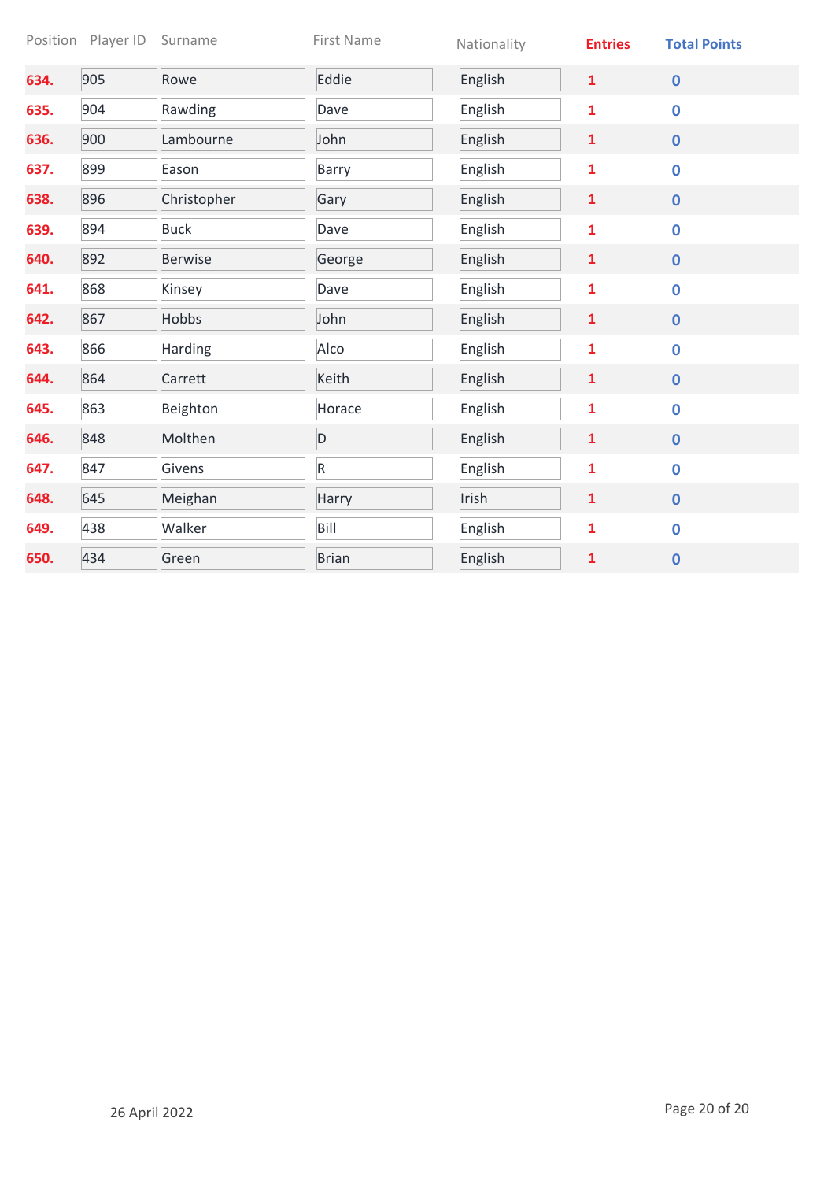| Position | Player ID | Surname | First Name | Nationality | Entries | Total Points |
|---|---|---|---|---|---|---|
| 634. | 905 | Rowe | Eddie | English | 1 | 0 |
| 635. | 904 | Rawding | Dave | English | 1 | 0 |
| 636. | 900 | Lambourne | John | English | 1 | 0 |
| 637. | 899 | Eason | Barry | English | 1 | 0 |
| 638. | 896 | Christopher | Gary | English | 1 | 0 |
| 639. | 894 | Buck | Dave | English | 1 | 0 |
| 640. | 892 | Berwise | George | English | 1 | 0 |
| 641. | 868 | Kinsey | Dave | English | 1 | 0 |
| 642. | 867 | Hobbs | John | English | 1 | 0 |
| 643. | 866 | Harding | Alco | English | 1 | 0 |
| 644. | 864 | Carrett | Keith | English | 1 | 0 |
| 645. | 863 | Beighton | Horace | English | 1 | 0 |
| 646. | 848 | Molthen | D | English | 1 | 0 |
| 647. | 847 | Givens | R | English | 1 | 0 |
| 648. | 645 | Meighan | Harry | Irish | 1 | 0 |
| 649. | 438 | Walker | Bill | English | 1 | 0 |
| 650. | 434 | Green | Brian | English | 1 | 0 |

26 April 2022